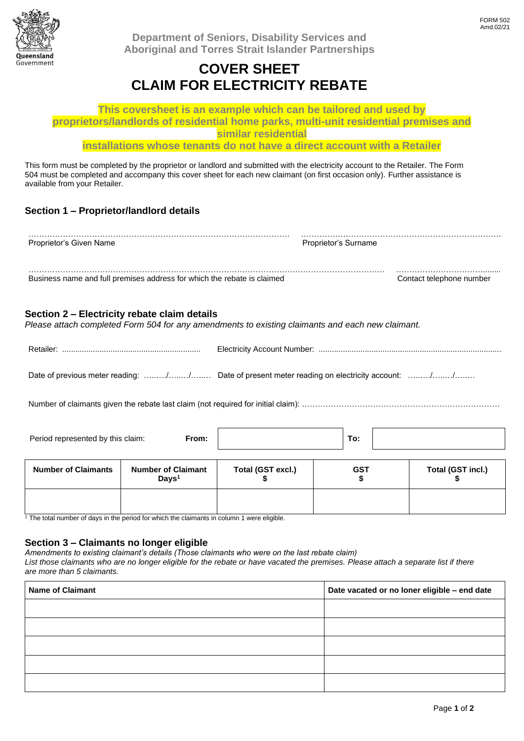FORM 502
Amd.02/21

Department of Seniors, Disability Services and Aboriginal and Torres Strait Islander Partnerships

# COVER SHEET
# CLAIM FOR ELECTRICITY REBATE

**This coversheet is an example which can be tailored and used by proprietors/landlords of residential home parks, multi-unit residential premises and similar residential installations whose tenants do not have a direct account with a Retailer**

This form must be completed by the proprietor or landlord and submitted with the electricity account to the Retailer. The Form 504 must be completed and accompany this cover sheet for each new claimant (on first occasion only). Further assistance is available from your Retailer.

## Section 1 – Proprietor/landlord details

……………………………………………………………………………………… Proprietor's Given Name

……………………………………………………………………… Proprietor's Surname

……………………………………………………………………………………………………………… Business name and full premises address for which the rebate is claimed

……………………………….. Contact telephone number

## Section 2 – Electricity rebate claim details

*Please attach completed Form 504 for any amendments to existing claimants and each new claimant.*

Retailer: ………………………………………… Electricity Account Number: ……………………………………………………………

Date of previous meter reading: ……/……/…… Date of present meter reading on electricity account: ……/……/……

Number of claimants given the rebate last claim (not required for initial claim): ……………………………………………………

| Period represented by this claim: | **From:** | | **To:** | |
|---|---|---|---|---|

| Number of Claimants | Number of Claimant Days[1] | Total (GST excl.) $ | GST $ | Total (GST incl.) $ |
|---|---|---|---|---|
| | | | | |

[1] The total number of days in the period for which the claimants in column 1 were eligible.

## Section 3 – Claimants no longer eligible

*Amendments to existing claimant's details (Those claimants who were on the last rebate claim)*
*List those claimants who are no longer eligible for the rebate or have vacated the premises. Please attach a separate list if there are more than 5 claimants.*

| Name of Claimant | Date vacated or no loner eligible – end date |
|---|---|
| | |
| | |
| | |
| | |
| | |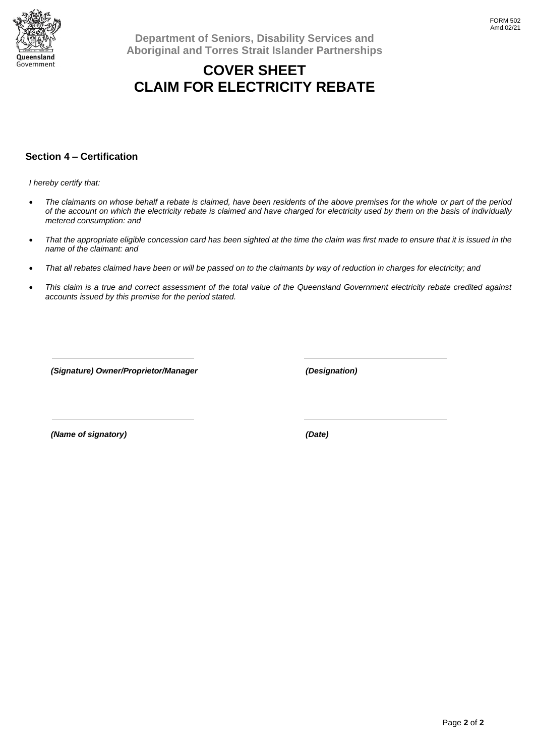FORM 502
Amd.02/21

Department of Seniors, Disability Services and Aboriginal and Torres Strait Islander Partnerships

# COVER SHEET
# CLAIM FOR ELECTRICITY REBATE

## Section 4 – Certification

*I hereby certify that:*

- *The claimants on whose behalf a rebate is claimed, have been residents of the above premises for the whole or part of the period of the account on which the electricity rebate is claimed and have charged for electricity used by them on the basis of individually metered consumption: and*
- *That the appropriate eligible concession card has been sighted at the time the claim was first made to ensure that it is issued in the name of the claimant: and*
- *That all rebates claimed have been or will be passed on to the claimants by way of reduction in charges for electricity; and*
- *This claim is a true and correct assessment of the total value of the Queensland Government electricity rebate credited against accounts issued by this premise for the period stated.*

________________________________

***(Signature) Owner/Proprietor/Manager***

________________________________

***(Designation)***

________________________________

***(Name of signatory)***

________________________________

***(Date)***